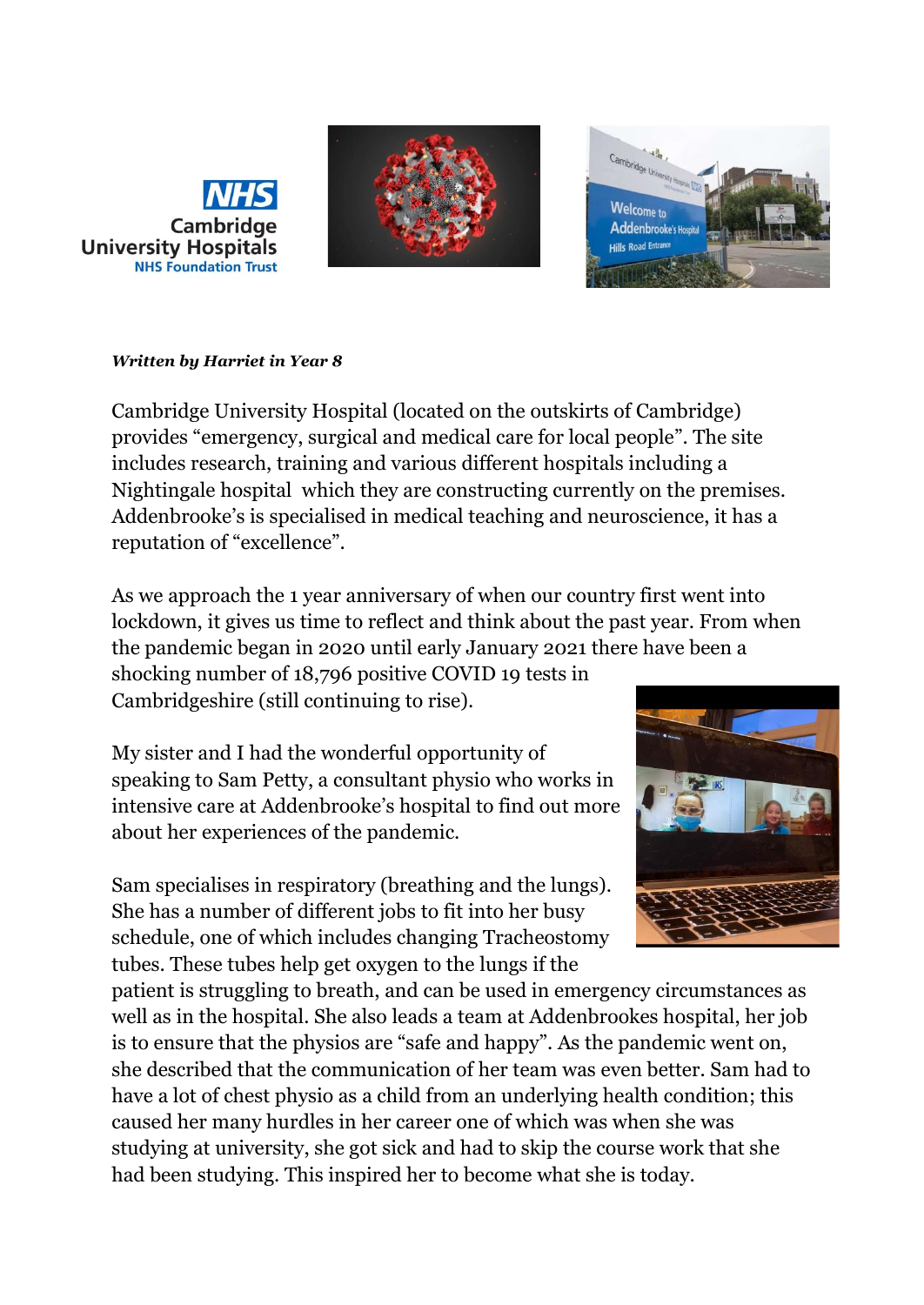***Written by Harriet in Year 8***

Cambridge University Hospital (located on the outskirts of Cambridge) provides "emergency, surgical and medical care for local people". The site includes research, training and various different hospitals including a Nightingale hospital which they are constructing currently on the premises. Addenbrooke's is specialised in medical teaching and neuroscience, it has a reputation of "excellence".

As we approach the 1 year anniversary of when our country first went into lockdown, it gives us time to reflect and think about the past year. From when the pandemic began in 2020 until early January 2021 there have been a shocking number of 18,796 positive COVID 19 tests in Cambridgeshire (still continuing to rise).

My sister and I had the wonderful opportunity of speaking to Sam Petty, a consultant physio who works in intensive care at Addenbrooke's hospital to find out more about her experiences of the pandemic.

Sam specialises in respiratory (breathing and the lungs). She has a number of different jobs to fit into her busy schedule, one of which includes changing Tracheostomy tubes. These tubes help get oxygen to the lungs if the patient is struggling to breath, and can be used in emergency circumstances as well as in the hospital. She also leads a team at Addenbrookes hospital, her job is to ensure that the physios are "safe and happy". As the pandemic went on, she described that the communication of her team was even better. Sam had to have a lot of chest physio as a child from an underlying health condition; this caused her many hurdles in her career one of which was when she was studying at university, she got sick and had to skip the course work that she had been studying. This inspired her to become what she is today.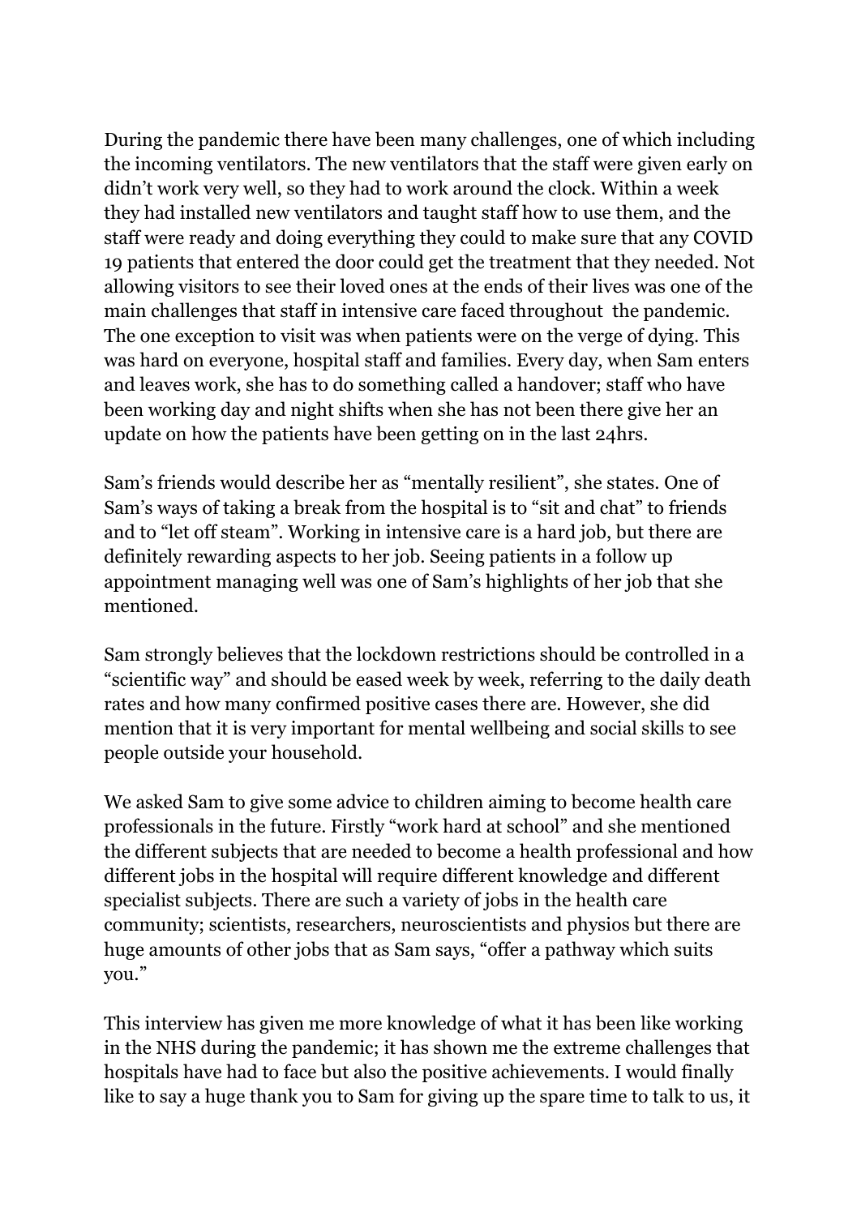During the pandemic there have been many challenges, one of which including the incoming ventilators. The new ventilators that the staff were given early on didn't work very well, so they had to work around the clock. Within a week they had installed new ventilators and taught staff how to use them, and the staff were ready and doing everything they could to make sure that any COVID 19 patients that entered the door could get the treatment that they needed. Not allowing visitors to see their loved ones at the ends of their lives was one of the main challenges that staff in intensive care faced throughout the pandemic. The one exception to visit was when patients were on the verge of dying. This was hard on everyone, hospital staff and families. Every day, when Sam enters and leaves work, she has to do something called a handover; staff who have been working day and night shifts when she has not been there give her an update on how the patients have been getting on in the last 24hrs.

Sam's friends would describe her as "mentally resilient", she states. One of Sam's ways of taking a break from the hospital is to "sit and chat" to friends and to "let off steam". Working in intensive care is a hard job, but there are definitely rewarding aspects to her job. Seeing patients in a follow up appointment managing well was one of Sam's highlights of her job that she mentioned.

Sam strongly believes that the lockdown restrictions should be controlled in a "scientific way" and should be eased week by week, referring to the daily death rates and how many confirmed positive cases there are. However, she did mention that it is very important for mental wellbeing and social skills to see people outside your household.

We asked Sam to give some advice to children aiming to become health care professionals in the future. Firstly "work hard at school" and she mentioned the different subjects that are needed to become a health professional and how different jobs in the hospital will require different knowledge and different specialist subjects. There are such a variety of jobs in the health care community; scientists, researchers, neuroscientists and physios but there are huge amounts of other jobs that as Sam says, "offer a pathway which suits you."

This interview has given me more knowledge of what it has been like working in the NHS during the pandemic; it has shown me the extreme challenges that hospitals have had to face but also the positive achievements. I would finally like to say a huge thank you to Sam for giving up the spare time to talk to us, it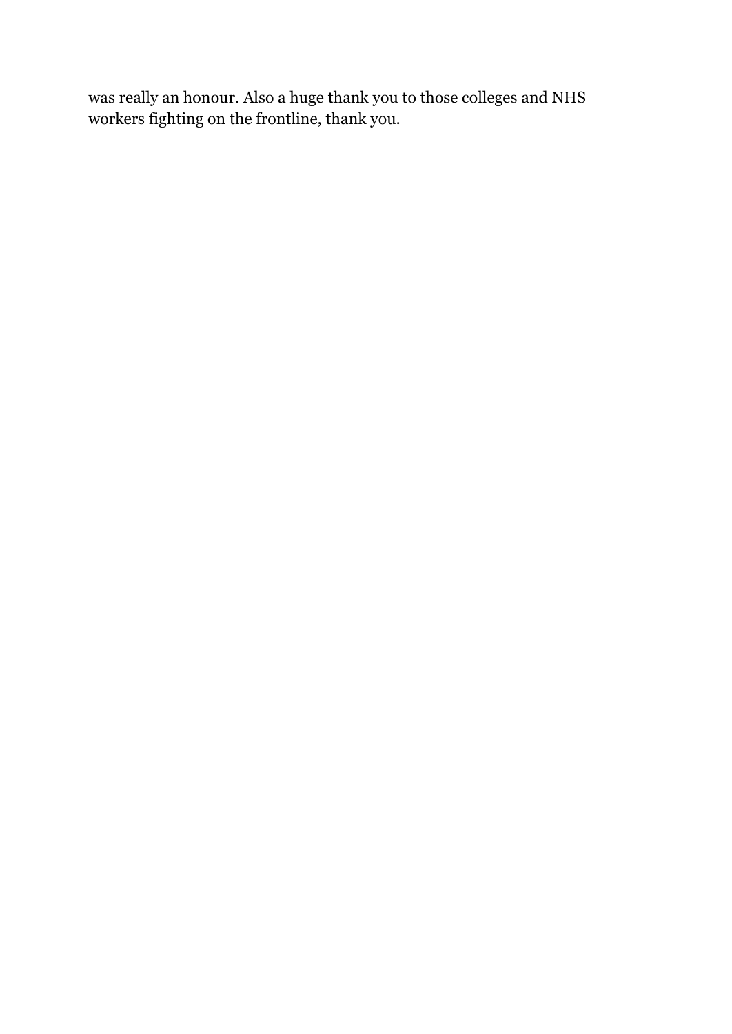was really an honour. Also a huge thank you to those colleges and NHS workers fighting on the frontline, thank you.